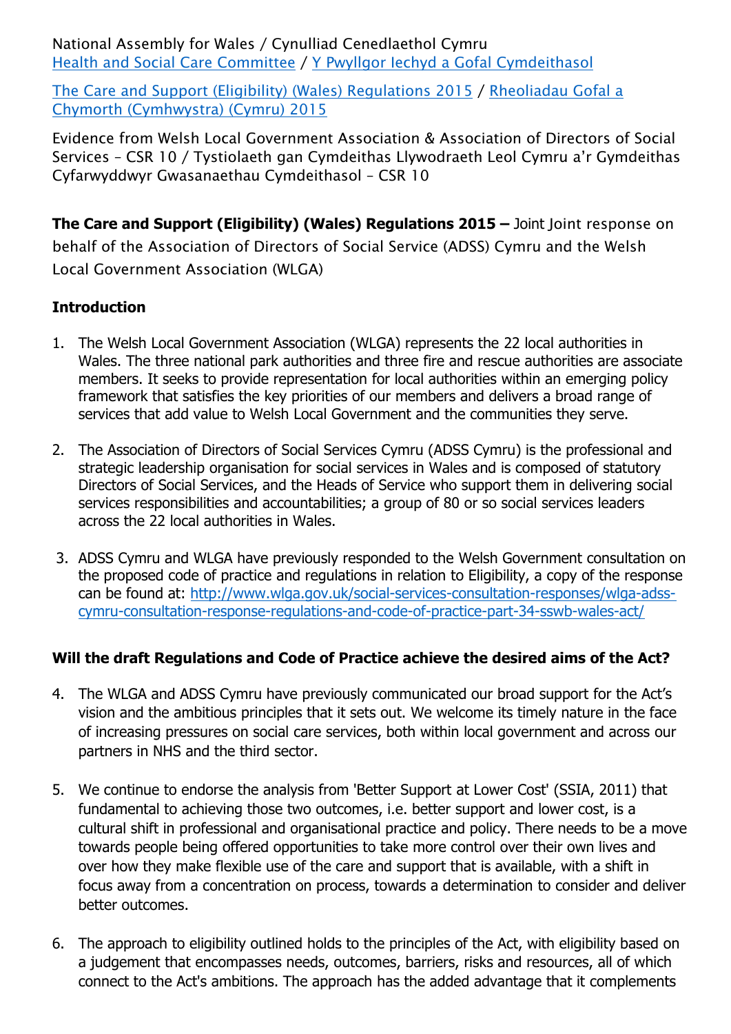National Assembly for Wales / Cynulliad Cenedlaethol Cymru
[Health and Social Care Committee](#) / [Y Pwyllgor Iechyd a Gofal Cymdeithasol](#)

[The Care and Support (Eligibility) (Wales) Regulations 2015](#) / [Rheoliadau Gofal a Chymorth (Cymhwystra) (Cymru) 2015](#)

Evidence from Welsh Local Government Association & Association of Directors of Social Services – CSR 10 / Tystiolaeth gan Cymdeithas Llywodraeth Leol Cymru a'r Gymdeithas Cyfarwyddwyr Gwasanaethau Cymdeithasol – CSR 10

**The Care and Support (Eligibility) (Wales) Regulations 2015 –** Joint Joint response on behalf of the Association of Directors of Social Service (ADSS) Cymru and the Welsh Local Government Association (WLGA)

## Introduction

1. The Welsh Local Government Association (WLGA) represents the 22 local authorities in Wales. The three national park authorities and three fire and rescue authorities are associate members. It seeks to provide representation for local authorities within an emerging policy framework that satisfies the key priorities of our members and delivers a broad range of services that add value to Welsh Local Government and the communities they serve.

2. The Association of Directors of Social Services Cymru (ADSS Cymru) is the professional and strategic leadership organisation for social services in Wales and is composed of statutory Directors of Social Services, and the Heads of Service who support them in delivering social services responsibilities and accountabilities; a group of 80 or so social services leaders across the 22 local authorities in Wales.

3. ADSS Cymru and WLGA have previously responded to the Welsh Government consultation on the proposed code of practice and regulations in relation to Eligibility, a copy of the response can be found at: [http://www.wlga.gov.uk/social-services-consultation-responses/wlga-adss-cymru-consultation-response-regulations-and-code-of-practice-part-34-sswb-wales-act/](http://www.wlga.gov.uk/social-services-consultation-responses/wlga-adss-cymru-consultation-response-regulations-and-code-of-practice-part-34-sswb-wales-act/)

## Will the draft Regulations and Code of Practice achieve the desired aims of the Act?

4. The WLGA and ADSS Cymru have previously communicated our broad support for the Act's vision and the ambitious principles that it sets out. We welcome its timely nature in the face of increasing pressures on social care services, both within local government and across our partners in NHS and the third sector.

5. We continue to endorse the analysis from 'Better Support at Lower Cost' (SSIA, 2011) that fundamental to achieving those two outcomes, i.e. better support and lower cost, is a cultural shift in professional and organisational practice and policy. There needs to be a move towards people being offered opportunities to take more control over their own lives and over how they make flexible use of the care and support that is available, with a shift in focus away from a concentration on process, towards a determination to consider and deliver better outcomes.

6. The approach to eligibility outlined holds to the principles of the Act, with eligibility based on a judgement that encompasses needs, outcomes, barriers, risks and resources, all of which connect to the Act's ambitions. The approach has the added advantage that it complements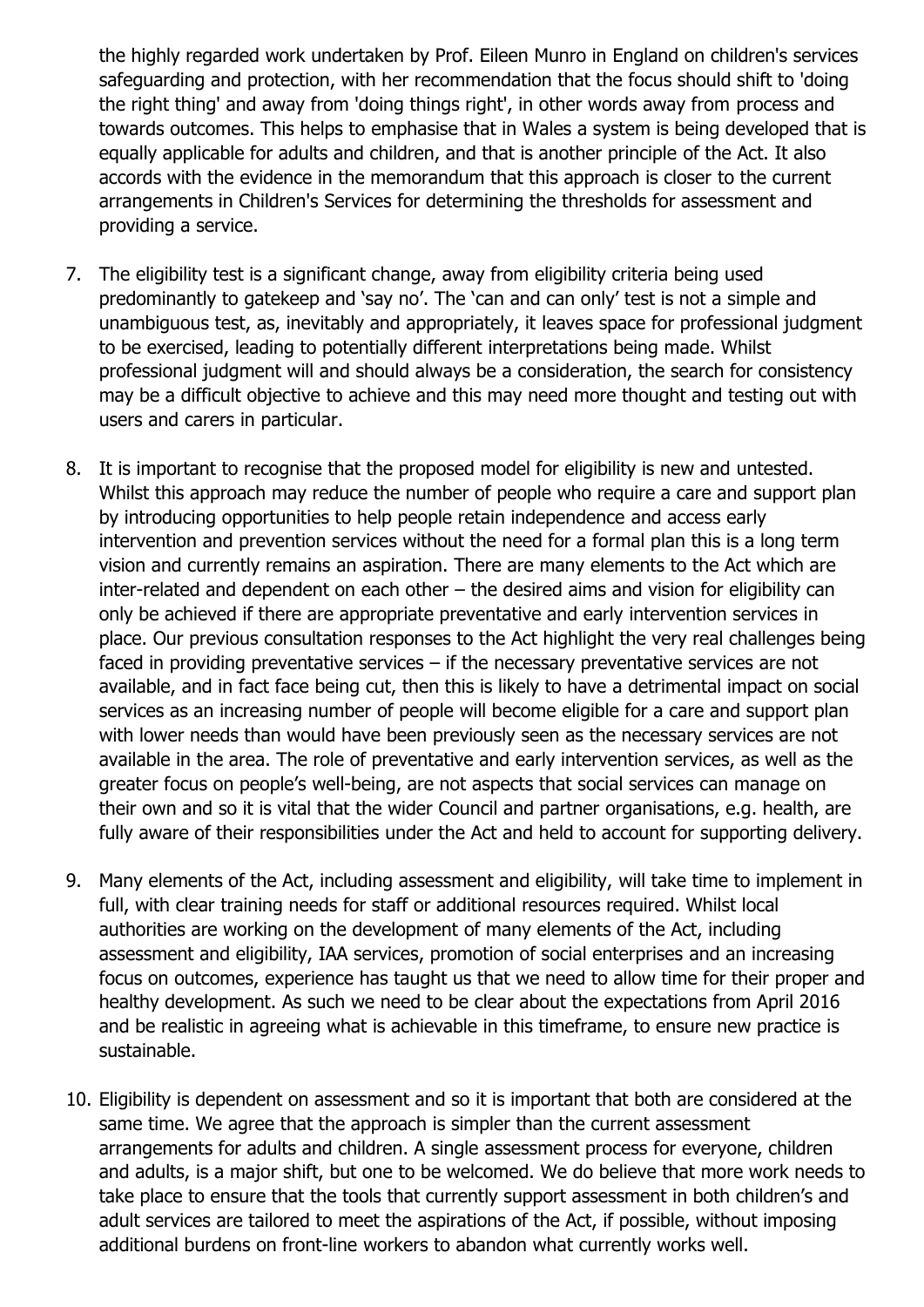the highly regarded work undertaken by Prof. Eileen Munro in England on children's services safeguarding and protection, with her recommendation that the focus should shift to 'doing the right thing' and away from 'doing things right', in other words away from process and towards outcomes. This helps to emphasise that in Wales a system is being developed that is equally applicable for adults and children, and that is another principle of the Act. It also accords with the evidence in the memorandum that this approach is closer to the current arrangements in Children's Services for determining the thresholds for assessment and providing a service.

7. The eligibility test is a significant change, away from eligibility criteria being used predominantly to gatekeep and 'say no'. The 'can and can only' test is not a simple and unambiguous test, as, inevitably and appropriately, it leaves space for professional judgment to be exercised, leading to potentially different interpretations being made. Whilst professional judgment will and should always be a consideration, the search for consistency may be a difficult objective to achieve and this may need more thought and testing out with users and carers in particular.

8. It is important to recognise that the proposed model for eligibility is new and untested. Whilst this approach may reduce the number of people who require a care and support plan by introducing opportunities to help people retain independence and access early intervention and prevention services without the need for a formal plan this is a long term vision and currently remains an aspiration. There are many elements to the Act which are inter-related and dependent on each other – the desired aims and vision for eligibility can only be achieved if there are appropriate preventative and early intervention services in place. Our previous consultation responses to the Act highlight the very real challenges being faced in providing preventative services – if the necessary preventative services are not available, and in fact face being cut, then this is likely to have a detrimental impact on social services as an increasing number of people will become eligible for a care and support plan with lower needs than would have been previously seen as the necessary services are not available in the area. The role of preventative and early intervention services, as well as the greater focus on people's well-being, are not aspects that social services can manage on their own and so it is vital that the wider Council and partner organisations, e.g. health, are fully aware of their responsibilities under the Act and held to account for supporting delivery.

9. Many elements of the Act, including assessment and eligibility, will take time to implement in full, with clear training needs for staff or additional resources required. Whilst local authorities are working on the development of many elements of the Act, including assessment and eligibility, IAA services, promotion of social enterprises and an increasing focus on outcomes, experience has taught us that we need to allow time for their proper and healthy development. As such we need to be clear about the expectations from April 2016 and be realistic in agreeing what is achievable in this timeframe, to ensure new practice is sustainable.

10. Eligibility is dependent on assessment and so it is important that both are considered at the same time. We agree that the approach is simpler than the current assessment arrangements for adults and children. A single assessment process for everyone, children and adults, is a major shift, but one to be welcomed. We do believe that more work needs to take place to ensure that the tools that currently support assessment in both children's and adult services are tailored to meet the aspirations of the Act, if possible, without imposing additional burdens on front-line workers to abandon what currently works well.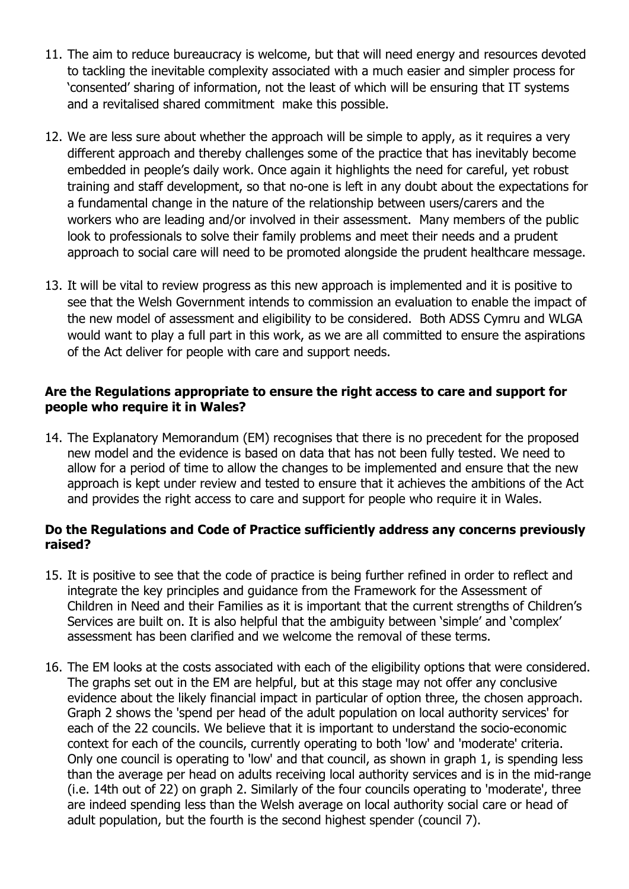11. The aim to reduce bureaucracy is welcome, but that will need energy and resources devoted to tackling the inevitable complexity associated with a much easier and simpler process for 'consented' sharing of information, not the least of which will be ensuring that IT systems and a revitalised shared commitment make this possible.

12. We are less sure about whether the approach will be simple to apply, as it requires a very different approach and thereby challenges some of the practice that has inevitably become embedded in people's daily work. Once again it highlights the need for careful, yet robust training and staff development, so that no-one is left in any doubt about the expectations for a fundamental change in the nature of the relationship between users/carers and the workers who are leading and/or involved in their assessment. Many members of the public look to professionals to solve their family problems and meet their needs and a prudent approach to social care will need to be promoted alongside the prudent healthcare message.

13. It will be vital to review progress as this new approach is implemented and it is positive to see that the Welsh Government intends to commission an evaluation to enable the impact of the new model of assessment and eligibility to be considered. Both ADSS Cymru and WLGA would want to play a full part in this work, as we are all committed to ensure the aspirations of the Act deliver for people with care and support needs.

**Are the Regulations appropriate to ensure the right access to care and support for people who require it in Wales?**

14. The Explanatory Memorandum (EM) recognises that there is no precedent for the proposed new model and the evidence is based on data that has not been fully tested. We need to allow for a period of time to allow the changes to be implemented and ensure that the new approach is kept under review and tested to ensure that it achieves the ambitions of the Act and provides the right access to care and support for people who require it in Wales.

**Do the Regulations and Code of Practice sufficiently address any concerns previously raised?**

15. It is positive to see that the code of practice is being further refined in order to reflect and integrate the key principles and guidance from the Framework for the Assessment of Children in Need and their Families as it is important that the current strengths of Children's Services are built on. It is also helpful that the ambiguity between 'simple' and 'complex' assessment has been clarified and we welcome the removal of these terms.

16. The EM looks at the costs associated with each of the eligibility options that were considered. The graphs set out in the EM are helpful, but at this stage may not offer any conclusive evidence about the likely financial impact in particular of option three, the chosen approach. Graph 2 shows the 'spend per head of the adult population on local authority services' for each of the 22 councils. We believe that it is important to understand the socio-economic context for each of the councils, currently operating to both 'low' and 'moderate' criteria. Only one council is operating to 'low' and that council, as shown in graph 1, is spending less than the average per head on adults receiving local authority services and is in the mid-range (i.e. 14th out of 22) on graph 2. Similarly of the four councils operating to 'moderate', three are indeed spending less than the Welsh average on local authority social care or head of adult population, but the fourth is the second highest spender (council 7).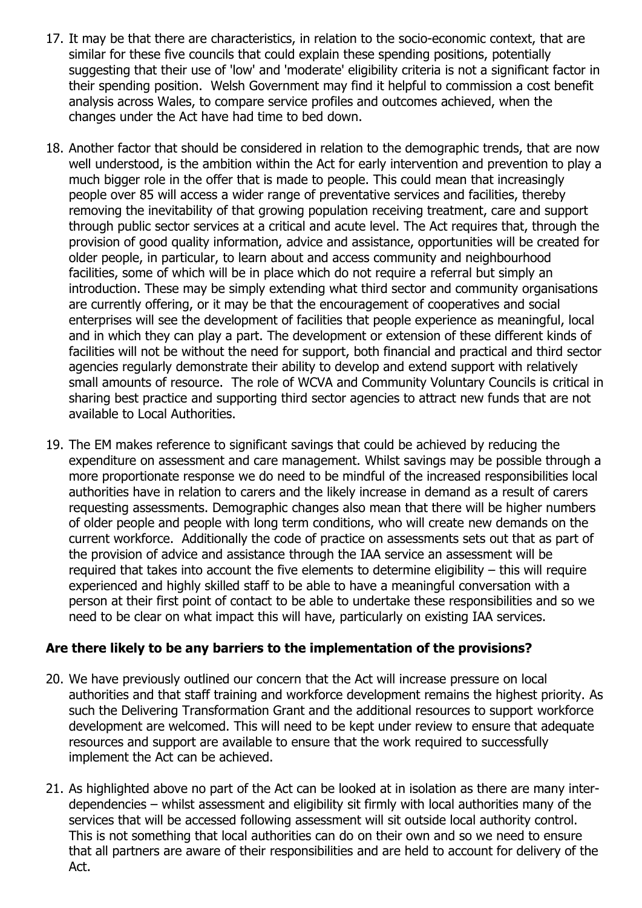17. It may be that there are characteristics, in relation to the socio-economic context, that are similar for these five councils that could explain these spending positions, potentially suggesting that their use of 'low' and 'moderate' eligibility criteria is not a significant factor in their spending position. Welsh Government may find it helpful to commission a cost benefit analysis across Wales, to compare service profiles and outcomes achieved, when the changes under the Act have had time to bed down.

18. Another factor that should be considered in relation to the demographic trends, that are now well understood, is the ambition within the Act for early intervention and prevention to play a much bigger role in the offer that is made to people. This could mean that increasingly people over 85 will access a wider range of preventative services and facilities, thereby removing the inevitability of that growing population receiving treatment, care and support through public sector services at a critical and acute level. The Act requires that, through the provision of good quality information, advice and assistance, opportunities will be created for older people, in particular, to learn about and access community and neighbourhood facilities, some of which will be in place which do not require a referral but simply an introduction. These may be simply extending what third sector and community organisations are currently offering, or it may be that the encouragement of cooperatives and social enterprises will see the development of facilities that people experience as meaningful, local and in which they can play a part. The development or extension of these different kinds of facilities will not be without the need for support, both financial and practical and third sector agencies regularly demonstrate their ability to develop and extend support with relatively small amounts of resource. The role of WCVA and Community Voluntary Councils is critical in sharing best practice and supporting third sector agencies to attract new funds that are not available to Local Authorities.

19. The EM makes reference to significant savings that could be achieved by reducing the expenditure on assessment and care management. Whilst savings may be possible through a more proportionate response we do need to be mindful of the increased responsibilities local authorities have in relation to carers and the likely increase in demand as a result of carers requesting assessments. Demographic changes also mean that there will be higher numbers of older people and people with long term conditions, who will create new demands on the current workforce. Additionally the code of practice on assessments sets out that as part of the provision of advice and assistance through the IAA service an assessment will be required that takes into account the five elements to determine eligibility – this will require experienced and highly skilled staff to be able to have a meaningful conversation with a person at their first point of contact to be able to undertake these responsibilities and so we need to be clear on what impact this will have, particularly on existing IAA services.

**Are there likely to be any barriers to the implementation of the provisions?**

20. We have previously outlined our concern that the Act will increase pressure on local authorities and that staff training and workforce development remains the highest priority. As such the Delivering Transformation Grant and the additional resources to support workforce development are welcomed. This will need to be kept under review to ensure that adequate resources and support are available to ensure that the work required to successfully implement the Act can be achieved.

21. As highlighted above no part of the Act can be looked at in isolation as there are many inter-dependencies – whilst assessment and eligibility sit firmly with local authorities many of the services that will be accessed following assessment will sit outside local authority control. This is not something that local authorities can do on their own and so we need to ensure that all partners are aware of their responsibilities and are held to account for delivery of the Act.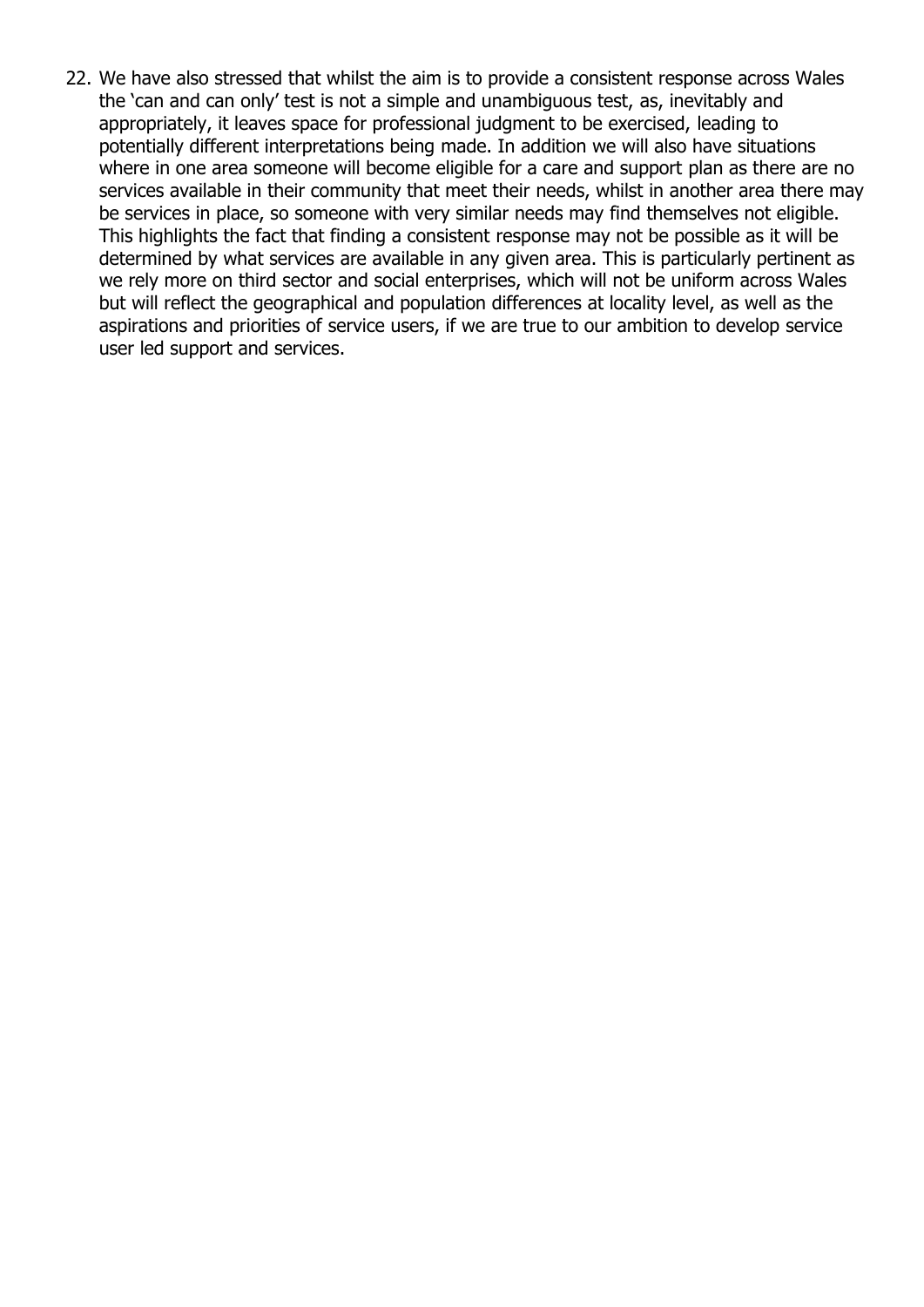22. We have also stressed that whilst the aim is to provide a consistent response across Wales the 'can and can only' test is not a simple and unambiguous test, as, inevitably and appropriately, it leaves space for professional judgment to be exercised, leading to potentially different interpretations being made. In addition we will also have situations where in one area someone will become eligible for a care and support plan as there are no services available in their community that meet their needs, whilst in another area there may be services in place, so someone with very similar needs may find themselves not eligible. This highlights the fact that finding a consistent response may not be possible as it will be determined by what services are available in any given area. This is particularly pertinent as we rely more on third sector and social enterprises, which will not be uniform across Wales but will reflect the geographical and population differences at locality level, as well as the aspirations and priorities of service users, if we are true to our ambition to develop service user led support and services.